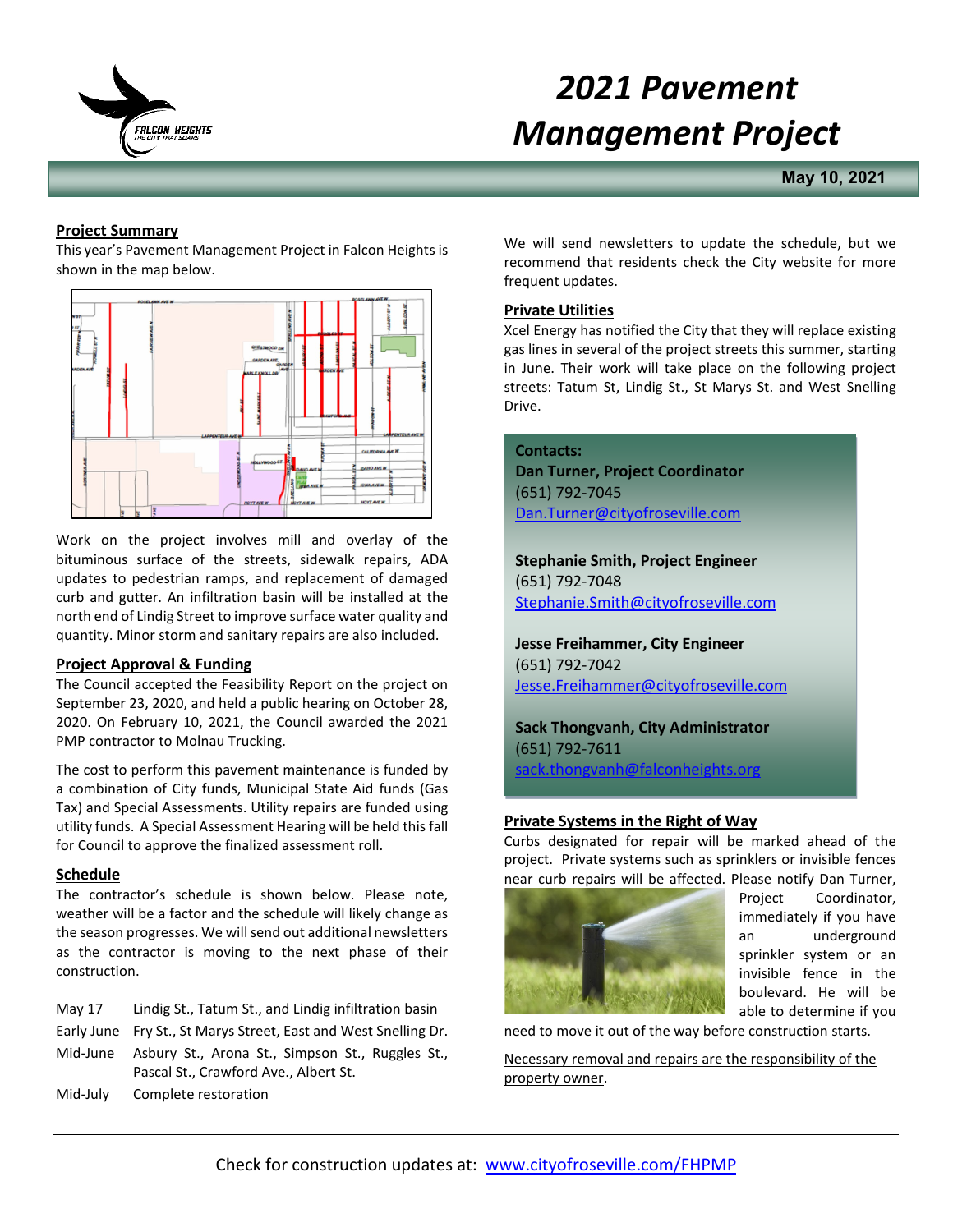# 2021 Pavement Management Project

**May 10, 2021**

## Project Summary

This year's Pavement Management Project in Falcon Heights is shown in the map below.

Work on the project involves mill and overlay of the bituminous surface of the streets, sidewalk repairs, ADA updates to pedestrian ramps, and replacement of damaged curb and gutter. An infiltration basin will be installed at the north end of Lindig Street to improve surface water quality and quantity. Minor storm and sanitary repairs are also included.

## Project Approval & Funding

The Council accepted the Feasibility Report on the project on September 23, 2020, and held a public hearing on October 28, 2020. On February 10, 2021, the Council awarded the 2021 PMP contractor to Molnau Trucking.

The cost to perform this pavement maintenance is funded by a combination of City funds, Municipal State Aid funds (Gas Tax) and Special Assessments. Utility repairs are funded using utility funds. A Special Assessment Hearing will be held this fall for Council to approve the finalized assessment roll.

## Schedule

The contractor's schedule is shown below. Please note, weather will be a factor and the schedule will likely change as the season progresses. We will send out additional newsletters as the contractor is moving to the next phase of their construction.

| | |
|---|---|
| May 17 | Lindig St., Tatum St., and Lindig infiltration basin |
| Early June | Fry St., St Marys Street, East and West Snelling Dr. |
| Mid-June | Asbury St., Arona St., Simpson St., Ruggles St., Pascal St., Crawford Ave., Albert St. |
| Mid-July | Complete restoration |

We will send newsletters to update the schedule, but we recommend that residents check the City website for more frequent updates.

## Private Utilities

Xcel Energy has notified the City that they will replace existing gas lines in several of the project streets this summer, starting in June. Their work will take place on the following project streets: Tatum St, Lindig St., St Marys St. and West Snelling Drive.

**Contacts:**

**Dan Turner, Project Coordinator**
(651) 792-7045
Dan.Turner@cityofroseville.com

**Stephanie Smith, Project Engineer**
(651) 792-7048
Stephanie.Smith@cityofroseville.com

**Jesse Freihammer, City Engineer**
(651) 792-7042
Jesse.Freihammer@cityofroseville.com

**Sack Thongvanh, City Administrator**
(651) 792-7611
sack.thongvanh@falconheights.org

## Private Systems in the Right of Way

Curbs designated for repair will be marked ahead of the project. Private systems such as sprinklers or invisible fences near curb repairs will be affected. Please notify Dan Turner, Project Coordinator, immediately if you have an underground sprinkler system or an invisible fence in the boulevard. He will be able to determine if you need to move it out of the way before construction starts.

Necessary removal and repairs are the responsibility of the property owner.

Check for construction updates at: www.cityofroseville.com/FHPMP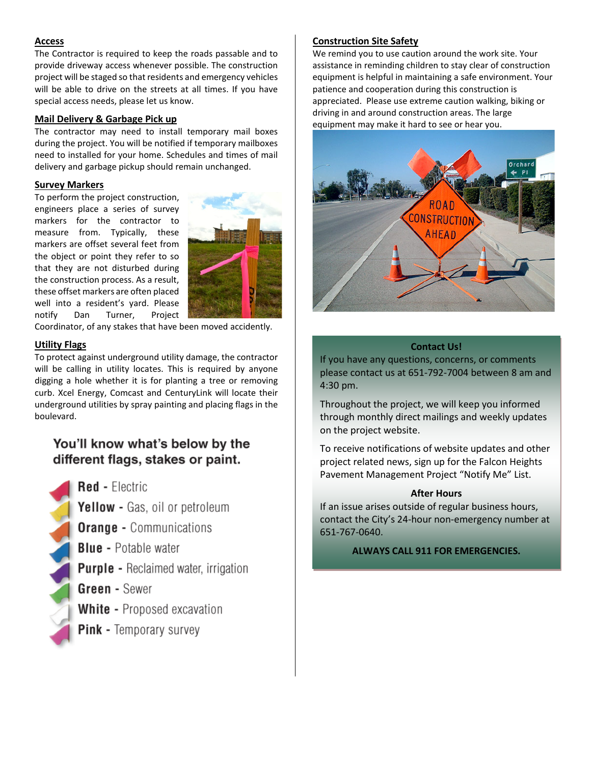## Access

The Contractor is required to keep the roads passable and to provide driveway access whenever possible. The construction project will be staged so that residents and emergency vehicles will be able to drive on the streets at all times. If you have special access needs, please let us know.

## Mail Delivery & Garbage Pick up

The contractor may need to install temporary mail boxes during the project. You will be notified if temporary mailboxes need to installed for your home. Schedules and times of mail delivery and garbage pickup should remain unchanged.

## Survey Markers

To perform the project construction, engineers place a series of survey markers for the contractor to measure from. Typically, these markers are offset several feet from the object or point they refer to so that they are not disturbed during the construction process. As a result, these offset markers are often placed well into a resident's yard. Please notify Dan Turner, Project Coordinator, of any stakes that have been moved accidently.

## Utility Flags

To protect against underground utility damage, the contractor will be calling in utility locates. This is required by anyone digging a hole whether it is for planting a tree or removing curb. Xcel Energy, Comcast and CenturyLink will locate their underground utilities by spray painting and placing flags in the boulevard.

### You'll know what's below by the different flags, stakes or paint.

- **Red** - Electric
- **Yellow** - Gas, oil or petroleum
- **Orange** - Communications
- **Blue** - Potable water
- **Purple** - Reclaimed water, irrigation
- **Green** - Sewer
- **White** - Proposed excavation
- **Pink** - Temporary survey

## Construction Site Safety

We remind you to use caution around the work site. Your assistance in reminding children to stay clear of construction equipment is helpful in maintaining a safe environment. Your patience and cooperation during this construction is appreciated. Please use extreme caution walking, biking or driving in and around construction areas. The large equipment may make it hard to see or hear you.

### Contact Us!

If you have any questions, concerns, or comments please contact us at 651-792-7004 between 8 am and 4:30 pm.

Throughout the project, we will keep you informed through monthly direct mailings and weekly updates on the project website.

To receive notifications of website updates and other project related news, sign up for the Falcon Heights Pavement Management Project "Notify Me" List.

### After Hours

If an issue arises outside of regular business hours, contact the City's 24-hour non-emergency number at 651-767-0640.

**ALWAYS CALL 911 FOR EMERGENCIES.**